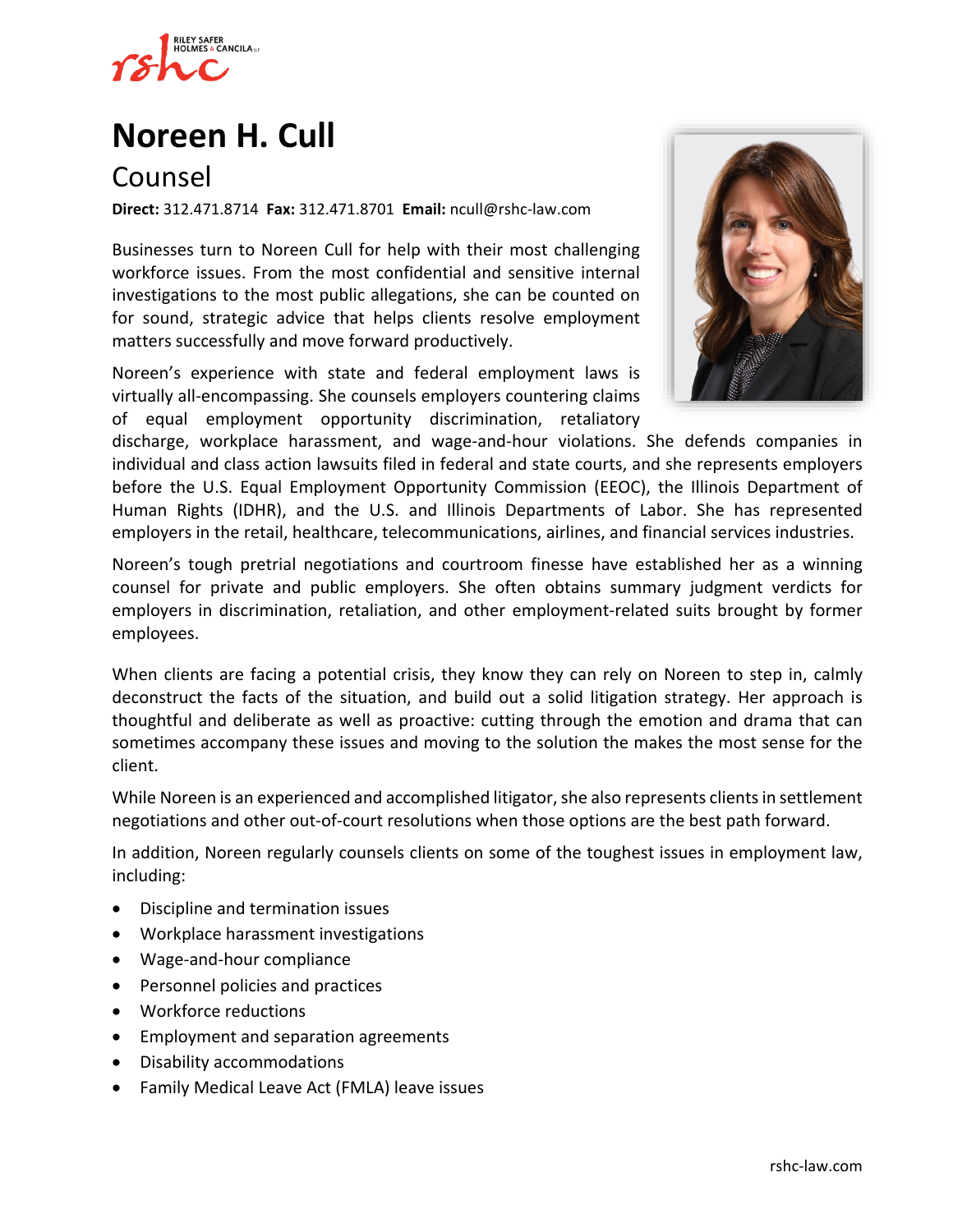# Noreen H. Cull

## Counsel

**Direct:** 312.471.8714 **Fax:** 312.471.8701 **Email:** ncull@rshc-law.com

Businesses turn to Noreen Cull for help with their most challenging workforce issues. From the most confidential and sensitive internal investigations to the most public allegations, she can be counted on for sound, strategic advice that helps clients resolve employment matters successfully and move forward productively.

Noreen's experience with state and federal employment laws is virtually all-encompassing. She counsels employers countering claims of equal employment opportunity discrimination, retaliatory discharge, workplace harassment, and wage-and-hour violations. She defends companies in individual and class action lawsuits filed in federal and state courts, and she represents employers before the U.S. Equal Employment Opportunity Commission (EEOC), the Illinois Department of Human Rights (IDHR), and the U.S. and Illinois Departments of Labor. She has represented employers in the retail, healthcare, telecommunications, airlines, and financial services industries.

Noreen's tough pretrial negotiations and courtroom finesse have established her as a winning counsel for private and public employers. She often obtains summary judgment verdicts for employers in discrimination, retaliation, and other employment-related suits brought by former employees.

When clients are facing a potential crisis, they know they can rely on Noreen to step in, calmly deconstruct the facts of the situation, and build out a solid litigation strategy. Her approach is thoughtful and deliberate as well as proactive: cutting through the emotion and drama that can sometimes accompany these issues and moving to the solution the makes the most sense for the client.

While Noreen is an experienced and accomplished litigator, she also represents clients in settlement negotiations and other out-of-court resolutions when those options are the best path forward.

In addition, Noreen regularly counsels clients on some of the toughest issues in employment law, including:

- Discipline and termination issues
- Workplace harassment investigations
- Wage-and-hour compliance
- Personnel policies and practices
- Workforce reductions
- Employment and separation agreements
- Disability accommodations
- Family Medical Leave Act (FMLA) leave issues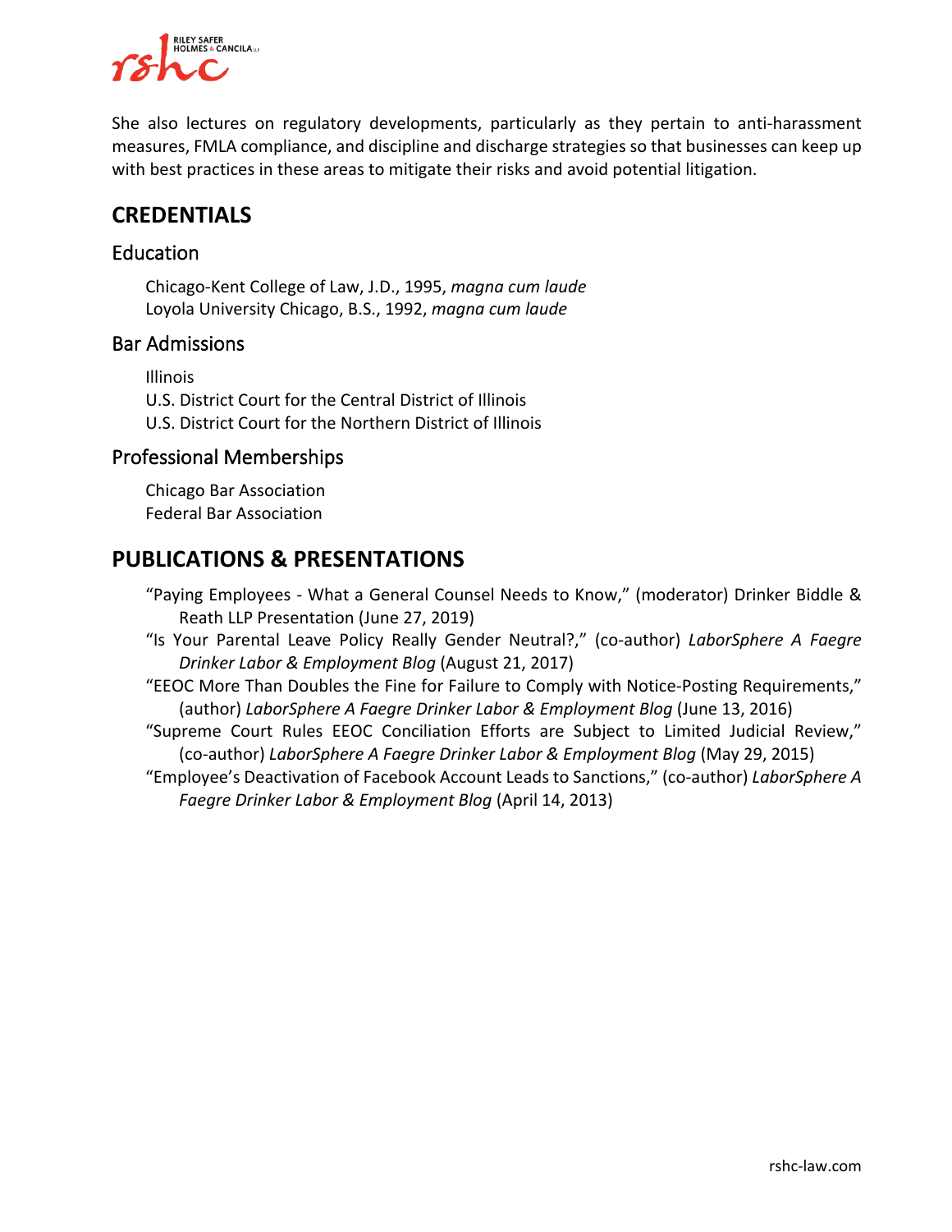She also lectures on regulatory developments, particularly as they pertain to anti-harassment measures, FMLA compliance, and discipline and discharge strategies so that businesses can keep up with best practices in these areas to mitigate their risks and avoid potential litigation.

## CREDENTIALS

### Education

Chicago-Kent College of Law, J.D., 1995, *magna cum laude*
Loyola University Chicago, B.S., 1992, *magna cum laude*

### Bar Admissions

Illinois
U.S. District Court for the Central District of Illinois
U.S. District Court for the Northern District of Illinois

### Professional Memberships

Chicago Bar Association
Federal Bar Association

## PUBLICATIONS & PRESENTATIONS

"Paying Employees - What a General Counsel Needs to Know," (moderator) Drinker Biddle & Reath LLP Presentation (June 27, 2019)

"Is Your Parental Leave Policy Really Gender Neutral?," (co-author) *LaborSphere A Faegre Drinker Labor & Employment Blog* (August 21, 2017)

"EEOC More Than Doubles the Fine for Failure to Comply with Notice-Posting Requirements," (author) *LaborSphere A Faegre Drinker Labor & Employment Blog* (June 13, 2016)

"Supreme Court Rules EEOC Conciliation Efforts are Subject to Limited Judicial Review," (co-author) *LaborSphere A Faegre Drinker Labor & Employment Blog* (May 29, 2015)

"Employee's Deactivation of Facebook Account Leads to Sanctions," (co-author) *LaborSphere A Faegre Drinker Labor & Employment Blog* (April 14, 2013)